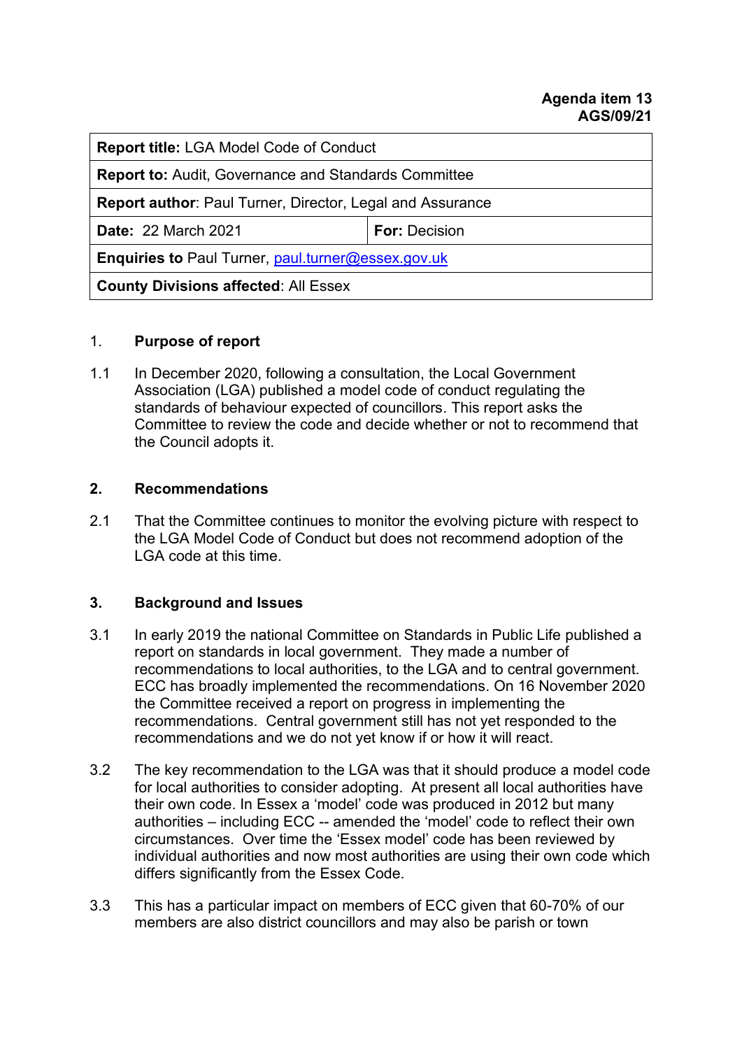**Agenda item 13**
**AGS/09/21**

| **Report title:** LGA Model Code of Conduct | |
|---|---|
| **Report to:** Audit, Governance and Standards Committee | |
| **Report author**: Paul Turner, Director, Legal and Assurance | |
| **Date:** 22 March 2021 | **For:** Decision |
| **Enquiries to** Paul Turner, paul.turner@essex.gov.uk | |
| **County Divisions affected**: All Essex | |

## 1. Purpose of report

1.1 In December 2020, following a consultation, the Local Government Association (LGA) published a model code of conduct regulating the standards of behaviour expected of councillors. This report asks the Committee to review the code and decide whether or not to recommend that the Council adopts it.

## 2. Recommendations

2.1 That the Committee continues to monitor the evolving picture with respect to the LGA Model Code of Conduct but does not recommend adoption of the LGA code at this time.

## 3. Background and Issues

3.1 In early 2019 the national Committee on Standards in Public Life published a report on standards in local government. They made a number of recommendations to local authorities, to the LGA and to central government. ECC has broadly implemented the recommendations. On 16 November 2020 the Committee received a report on progress in implementing the recommendations. Central government still has not yet responded to the recommendations and we do not yet know if or how it will react.

3.2 The key recommendation to the LGA was that it should produce a model code for local authorities to consider adopting. At present all local authorities have their own code. In Essex a 'model' code was produced in 2012 but many authorities – including ECC -- amended the 'model' code to reflect their own circumstances. Over time the 'Essex model' code has been reviewed by individual authorities and now most authorities are using their own code which differs significantly from the Essex Code.

3.3 This has a particular impact on members of ECC given that 60-70% of our members are also district councillors and may also be parish or town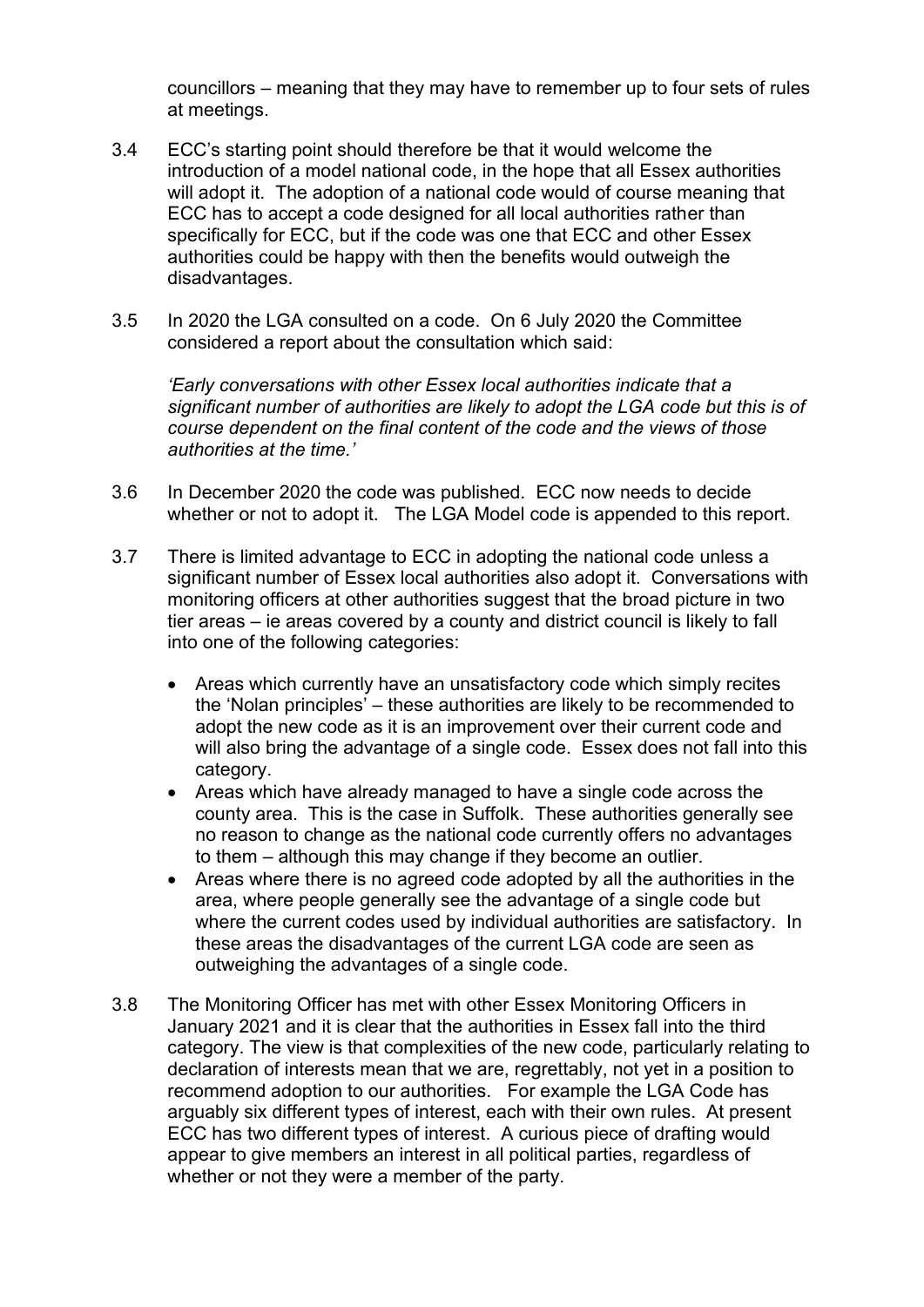councillors – meaning that they may have to remember up to four sets of rules at meetings.

3.4 ECC's starting point should therefore be that it would welcome the introduction of a model national code, in the hope that all Essex authorities will adopt it. The adoption of a national code would of course meaning that ECC has to accept a code designed for all local authorities rather than specifically for ECC, but if the code was one that ECC and other Essex authorities could be happy with then the benefits would outweigh the disadvantages.

3.5 In 2020 the LGA consulted on a code. On 6 July 2020 the Committee considered a report about the consultation which said:

*'Early conversations with other Essex local authorities indicate that a significant number of authorities are likely to adopt the LGA code but this is of course dependent on the final content of the code and the views of those authorities at the time.'*

3.6 In December 2020 the code was published. ECC now needs to decide whether or not to adopt it. The LGA Model code is appended to this report.

3.7 There is limited advantage to ECC in adopting the national code unless a significant number of Essex local authorities also adopt it. Conversations with monitoring officers at other authorities suggest that the broad picture in two tier areas – ie areas covered by a county and district council is likely to fall into one of the following categories:

- Areas which currently have an unsatisfactory code which simply recites the 'Nolan principles' – these authorities are likely to be recommended to adopt the new code as it is an improvement over their current code and will also bring the advantage of a single code. Essex does not fall into this category.
- Areas which have already managed to have a single code across the county area. This is the case in Suffolk. These authorities generally see no reason to change as the national code currently offers no advantages to them – although this may change if they become an outlier.
- Areas where there is no agreed code adopted by all the authorities in the area, where people generally see the advantage of a single code but where the current codes used by individual authorities are satisfactory. In these areas the disadvantages of the current LGA code are seen as outweighing the advantages of a single code.

3.8 The Monitoring Officer has met with other Essex Monitoring Officers in January 2021 and it is clear that the authorities in Essex fall into the third category. The view is that complexities of the new code, particularly relating to declaration of interests mean that we are, regrettably, not yet in a position to recommend adoption to our authorities. For example the LGA Code has arguably six different types of interest, each with their own rules. At present ECC has two different types of interest. A curious piece of drafting would appear to give members an interest in all political parties, regardless of whether or not they were a member of the party.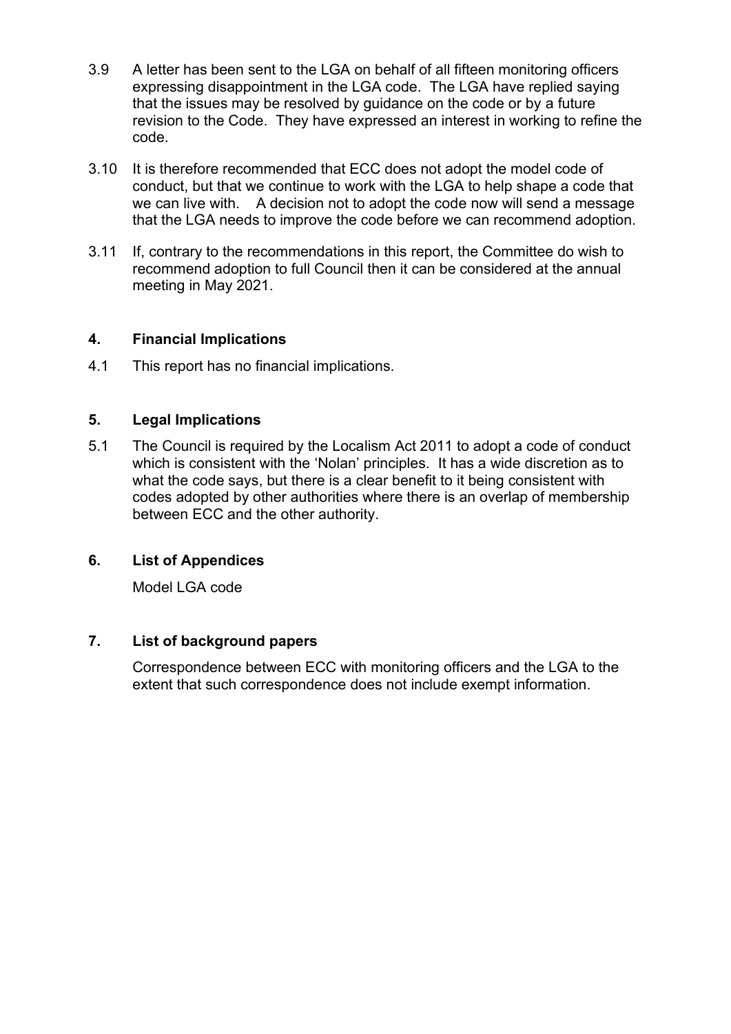3.9 A letter has been sent to the LGA on behalf of all fifteen monitoring officers expressing disappointment in the LGA code. The LGA have replied saying that the issues may be resolved by guidance on the code or by a future revision to the Code. They have expressed an interest in working to refine the code.

3.10 It is therefore recommended that ECC does not adopt the model code of conduct, but that we continue to work with the LGA to help shape a code that we can live with. A decision not to adopt the code now will send a message that the LGA needs to improve the code before we can recommend adoption.

3.11 If, contrary to the recommendations in this report, the Committee do wish to recommend adoption to full Council then it can be considered at the annual meeting in May 2021.

## 4. Financial Implications

4.1 This report has no financial implications.

## 5. Legal Implications

5.1 The Council is required by the Localism Act 2011 to adopt a code of conduct which is consistent with the 'Nolan' principles. It has a wide discretion as to what the code says, but there is a clear benefit to it being consistent with codes adopted by other authorities where there is an overlap of membership between ECC and the other authority.

## 6. List of Appendices

Model LGA code

## 7. List of background papers

Correspondence between ECC with monitoring officers and the LGA to the extent that such correspondence does not include exempt information.